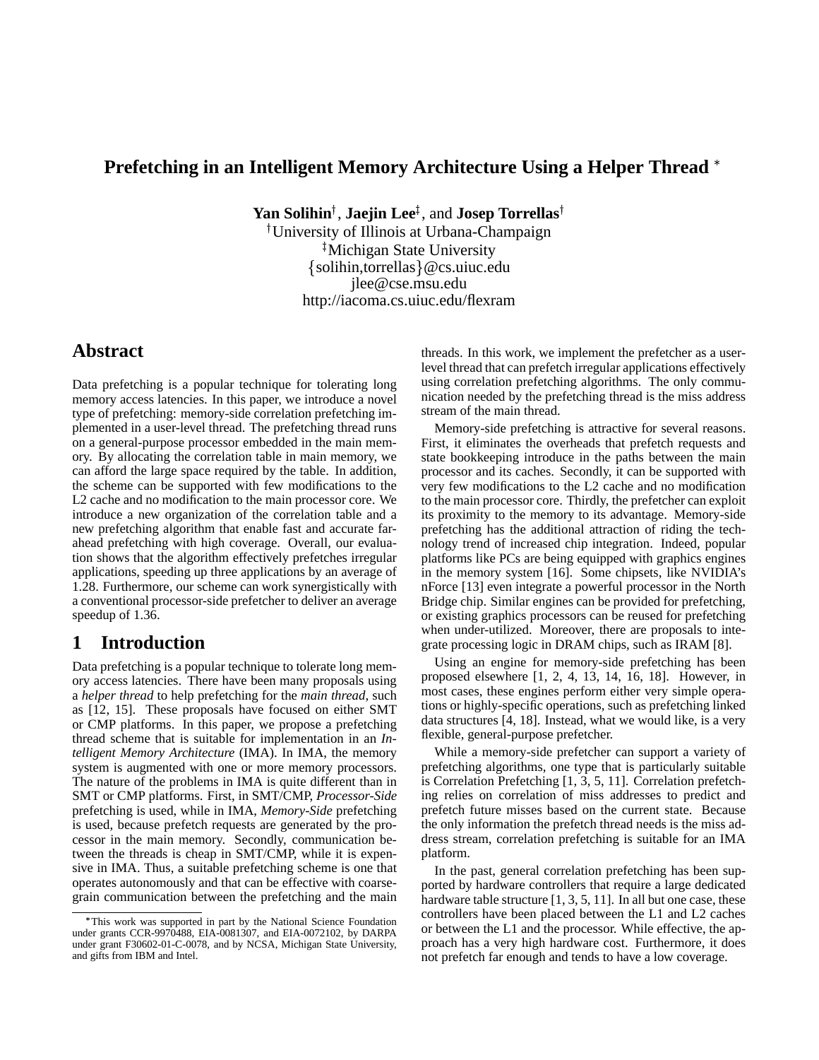# Prefetching in an Intelligent Memory Architecture Using a Helper Thread *

**Yan Solihin**[†], **Jaejin Lee**[‡], and **Josep Torrellas**[†]

[†]University of Illinois at Urbana-Champaign
[‡]Michigan State University
{solihin,torrellas}@cs.uiuc.edu
jlee@cse.msu.edu
http://iacoma.cs.uiuc.edu/flexram

## Abstract

Data prefetching is a popular technique for tolerating long memory access latencies. In this paper, we introduce a novel type of prefetching: memory-side correlation prefetching implemented in a user-level thread. The prefetching thread runs on a general-purpose processor embedded in the main memory. By allocating the correlation table in main memory, we can afford the large space required by the table. In addition, the scheme can be supported with few modifications to the L2 cache and no modification to the main processor core. We introduce a new organization of the correlation table and a new prefetching algorithm that enable fast and accurate far-ahead prefetching with high coverage. Overall, our evaluation shows that the algorithm effectively prefetches irregular applications, speeding up three applications by an average of 1.28. Furthermore, our scheme can work synergistically with a conventional processor-side prefetcher to deliver an average speedup of 1.36.

## 1 Introduction

Data prefetching is a popular technique to tolerate long memory access latencies. There have been many proposals using a *helper thread* to help prefetching for the *main thread*, such as [12, 15]. These proposals have focused on either SMT or CMP platforms. In this paper, we propose a prefetching thread scheme that is suitable for implementation in an *Intelligent Memory Architecture* (IMA). In IMA, the memory system is augmented with one or more memory processors. The nature of the problems in IMA is quite different than in SMT or CMP platforms. First, in SMT/CMP, *Processor-Side* prefetching is used, while in IMA, *Memory-Side* prefetching is used, because prefetch requests are generated by the processor in the main memory. Secondly, communication between the threads is cheap in SMT/CMP, while it is expensive in IMA. Thus, a suitable prefetching scheme is one that operates autonomously and that can be effective with coarse-grain communication between the prefetching and the main threads. In this work, we implement the prefetcher as a user-level thread that can prefetch irregular applications effectively using correlation prefetching algorithms. The only communication needed by the prefetching thread is the miss address stream of the main thread.

Memory-side prefetching is attractive for several reasons. First, it eliminates the overheads that prefetch requests and state bookkeeping introduce in the paths between the main processor and its caches. Secondly, it can be supported with very few modifications to the L2 cache and no modification to the main processor core. Thirdly, the prefetcher can exploit its proximity to the memory to its advantage. Memory-side prefetching has the additional attraction of riding the technology trend of increased chip integration. Indeed, popular platforms like PCs are being equipped with graphics engines in the memory system [16]. Some chipsets, like NVIDIA's nForce [13] even integrate a powerful processor in the North Bridge chip. Similar engines can be provided for prefetching, or existing graphics processors can be reused for prefetching when under-utilized. Moreover, there are proposals to integrate processing logic in DRAM chips, such as IRAM [8].

Using an engine for memory-side prefetching has been proposed elsewhere [1, 2, 4, 13, 14, 16, 18]. However, in most cases, these engines perform either very simple operations or highly-specific operations, such as prefetching linked data structures [4, 18]. Instead, what we would like, is a very flexible, general-purpose prefetcher.

While a memory-side prefetcher can support a variety of prefetching algorithms, one type that is particularly suitable is Correlation Prefetching [1, 3, 5, 11]. Correlation prefetching relies on correlation of miss addresses to predict and prefetch future misses based on the current state. Because the only information the prefetch thread needs is the miss address stream, correlation prefetching is suitable for an IMA platform.

In the past, general correlation prefetching has been supported by hardware controllers that require a large dedicated hardware table structure [1, 3, 5, 11]. In all but one case, these controllers have been placed between the L1 and L2 caches or between the L1 and the processor. While effective, the approach has a very high hardware cost. Furthermore, it does not prefetch far enough and tends to have a low coverage.

*This work was supported in part by the National Science Foundation under grants CCR-9970488, EIA-0081307, and EIA-0072102, by DARPA under grant F30602-01-C-0078, and by NCSA, Michigan State University, and gifts from IBM and Intel.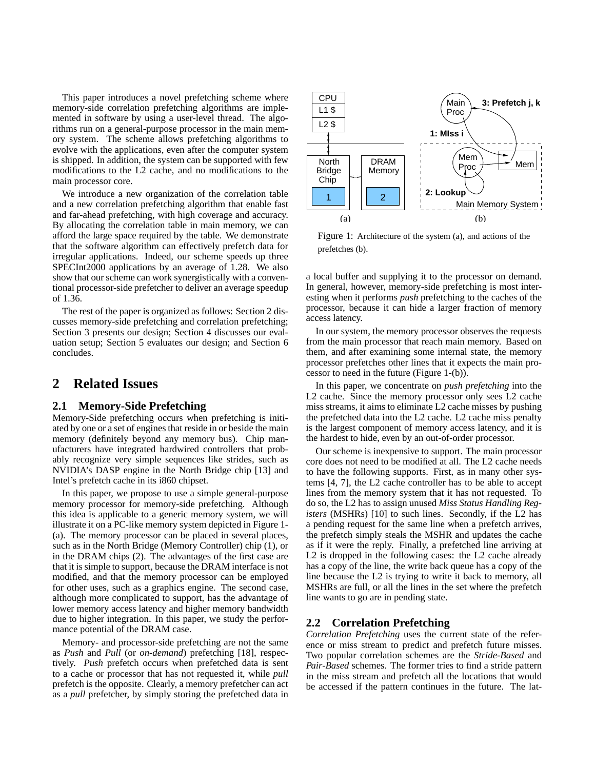This paper introduces a novel prefetching scheme where memory-side correlation prefetching algorithms are implemented in software by using a user-level thread. The algorithms run on a general-purpose processor in the main memory system. The scheme allows prefetching algorithms to evolve with the applications, even after the computer system is shipped. In addition, the system can be supported with few modifications to the L2 cache, and no modifications to the main processor core.

We introduce a new organization of the correlation table and a new correlation prefetching algorithm that enable fast and far-ahead prefetching, with high coverage and accuracy. By allocating the correlation table in main memory, we can afford the large space required by the table. We demonstrate that the software algorithm can effectively prefetch data for irregular applications. Indeed, our scheme speeds up three SPECInt2000 applications by an average of 1.28. We also show that our scheme can work synergistically with a conventional processor-side prefetcher to deliver an average speedup of 1.36.

The rest of the paper is organized as follows: Section 2 discusses memory-side prefetching and correlation prefetching; Section 3 presents our design; Section 4 discusses our evaluation setup; Section 5 evaluates our design; and Section 6 concludes.

# 2 Related Issues

## 2.1 Memory-Side Prefetching

Memory-Side prefetching occurs when prefetching is initiated by one or a set of engines that reside in or beside the main memory (definitely beyond any memory bus). Chip manufacturers have integrated hardwired controllers that probably recognize very simple sequences like strides, such as NVIDIA's DASP engine in the North Bridge chip [13] and Intel's prefetch cache in its i860 chipset.

In this paper, we propose to use a simple general-purpose memory processor for memory-side prefetching. Although this idea is applicable to a generic memory system, we will illustrate it on a PC-like memory system depicted in Figure 1-(a). The memory processor can be placed in several places, such as in the North Bridge (Memory Controller) chip (1), or in the DRAM chips (2). The advantages of the first case are that it is simple to support, because the DRAM interface is not modified, and that the memory processor can be employed for other uses, such as a graphics engine. The second case, although more complicated to support, has the advantage of lower memory access latency and higher memory bandwidth due to higher integration. In this paper, we study the performance potential of the DRAM case.

Memory- and processor-side prefetching are not the same as *Push* and *Pull* (or *on-demand*) prefetching [18], respectively. *Push* prefetch occurs when prefetched data is sent to a cache or processor that has not requested it, while *pull* prefetch is the opposite. Clearly, a memory prefetcher can act as a *pull* prefetcher, by simply storing the prefetched data in a local buffer and supplying it to the processor on demand. In general, however, memory-side prefetching is most interesting when it performs *push* prefetching to the caches of the processor, because it can hide a larger fraction of memory access latency.

Figure 1: Architecture of the system (a), and actions of the prefetches (b).

In our system, the memory processor observes the requests from the main processor that reach main memory. Based on them, and after examining some internal state, the memory processor prefetches other lines that it expects the main processor to need in the future (Figure 1-(b)).

In this paper, we concentrate on *push prefetching* into the L2 cache. Since the memory processor only sees L2 cache miss streams, it aims to eliminate L2 cache misses by pushing the prefetched data into the L2 cache. L2 cache miss penalty is the largest component of memory access latency, and it is the hardest to hide, even by an out-of-order processor.

Our scheme is inexpensive to support. The main processor core does not need to be modified at all. The L2 cache needs to have the following supports. First, as in many other systems [4, 7], the L2 cache controller has to be able to accept lines from the memory system that it has not requested. To do so, the L2 has to assign unused *Miss Status Handling Registers* (MSHRs) [10] to such lines. Secondly, if the L2 has a pending request for the same line when a prefetch arrives, the prefetch simply steals the MSHR and updates the cache as if it were the reply. Finally, a prefetched line arriving at L2 is dropped in the following cases: the L2 cache already has a copy of the line, the write back queue has a copy of the line because the L2 is trying to write it back to memory, all MSHRs are full, or all the lines in the set where the prefetch line wants to go are in pending state.

## 2.2 Correlation Prefetching

*Correlation Prefetching* uses the current state of the reference or miss stream to predict and prefetch future misses. Two popular correlation schemes are the *Stride-Based* and *Pair-Based* schemes. The former tries to find a stride pattern in the miss stream and prefetch all the locations that would be accessed if the pattern continues in the future. The lat-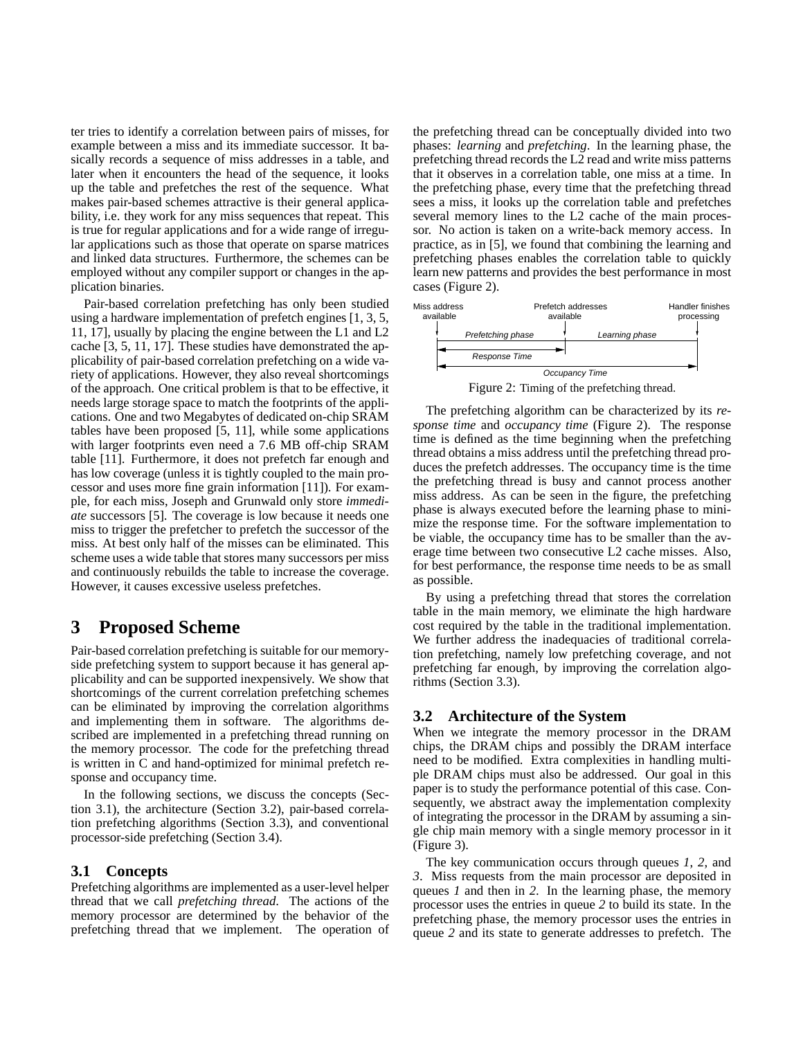ter tries to identify a correlation between pairs of misses, for example between a miss and its immediate successor. It basically records a sequence of miss addresses in a table, and later when it encounters the head of the sequence, it looks up the table and prefetches the rest of the sequence. What makes pair-based schemes attractive is their general applicability, i.e. they work for any miss sequences that repeat. This is true for regular applications and for a wide range of irregular applications such as those that operate on sparse matrices and linked data structures. Furthermore, the schemes can be employed without any compiler support or changes in the application binaries.

Pair-based correlation prefetching has only been studied using a hardware implementation of prefetch engines [1, 3, 5, 11, 17], usually by placing the engine between the L1 and L2 cache [3, 5, 11, 17]. These studies have demonstrated the applicability of pair-based correlation prefetching on a wide variety of applications. However, they also reveal shortcomings of the approach. One critical problem is that to be effective, it needs large storage space to match the footprints of the applications. One and two Megabytes of dedicated on-chip SRAM tables have been proposed [5, 11], while some applications with larger footprints even need a 7.6 MB off-chip SRAM table [11]. Furthermore, it does not prefetch far enough and has low coverage (unless it is tightly coupled to the main processor and uses more fine grain information [11]). For example, for each miss, Joseph and Grunwald only store *immediate* successors [5]. The coverage is low because it needs one miss to trigger the prefetcher to prefetch the successor of the miss. At best only half of the misses can be eliminated. This scheme uses a wide table that stores many successors per miss and continuously rebuilds the table to increase the coverage. However, it causes excessive useless prefetches.

# 3 Proposed Scheme

Pair-based correlation prefetching is suitable for our memory-side prefetching system to support because it has general applicability and can be supported inexpensively. We show that shortcomings of the current correlation prefetching schemes can be eliminated by improving the correlation algorithms and implementing them in software. The algorithms described are implemented in a prefetching thread running on the memory processor. The code for the prefetching thread is written in C and hand-optimized for minimal prefetch response and occupancy time.

In the following sections, we discuss the concepts (Section 3.1), the architecture (Section 3.2), pair-based correlation prefetching algorithms (Section 3.3), and conventional processor-side prefetching (Section 3.4).

## 3.1 Concepts

Prefetching algorithms are implemented as a user-level helper thread that we call *prefetching thread*. The actions of the memory processor are determined by the behavior of the prefetching thread that we implement. The operation of the prefetching thread can be conceptually divided into two phases: *learning* and *prefetching*. In the learning phase, the prefetching thread records the L2 read and write miss patterns that it observes in a correlation table, one miss at a time. In the prefetching phase, every time that the prefetching thread sees a miss, it looks up the correlation table and prefetches several memory lines to the L2 cache of the main processor. No action is taken on a write-back memory access. In practice, as in [5], we found that combining the learning and prefetching phases enables the correlation table to quickly learn new patterns and provides the best performance in most cases (Figure 2).

Miss address available | Prefetch addresses available | Handler finishes processing

Prefetching phase | Learning phase

Response Time

Occupancy Time

Figure 2: Timing of the prefetching thread.

The prefetching algorithm can be characterized by its *response time* and *occupancy time* (Figure 2). The response time is defined as the time beginning when the prefetching thread obtains a miss address until the prefetching thread produces the prefetch addresses. The occupancy time is the time the prefetching thread is busy and cannot process another miss address. As can be seen in the figure, the prefetching phase is always executed before the learning phase to minimize the response time. For the software implementation to be viable, the occupancy time has to be smaller than the average time between two consecutive L2 cache misses. Also, for best performance, the response time needs to be as small as possible.

By using a prefetching thread that stores the correlation table in the main memory, we eliminate the high hardware cost required by the table in the traditional implementation. We further address the inadequacies of traditional correlation prefetching, namely low prefetching coverage, and not prefetching far enough, by improving the correlation algorithms (Section 3.3).

## 3.2 Architecture of the System

When we integrate the memory processor in the DRAM chips, the DRAM chips and possibly the DRAM interface need to be modified. Extra complexities in handling multiple DRAM chips must also be addressed. Our goal in this paper is to study the performance potential of this case. Consequently, we abstract away the implementation complexity of integrating the processor in the DRAM by assuming a single chip main memory with a single memory processor in it (Figure 3).

The key communication occurs through queues *1*, *2*, and *3*. Miss requests from the main processor are deposited in queues *1* and then in *2*. In the learning phase, the memory processor uses the entries in queue *2* to build its state. In the prefetching phase, the memory processor uses the entries in queue *2* and its state to generate addresses to prefetch. The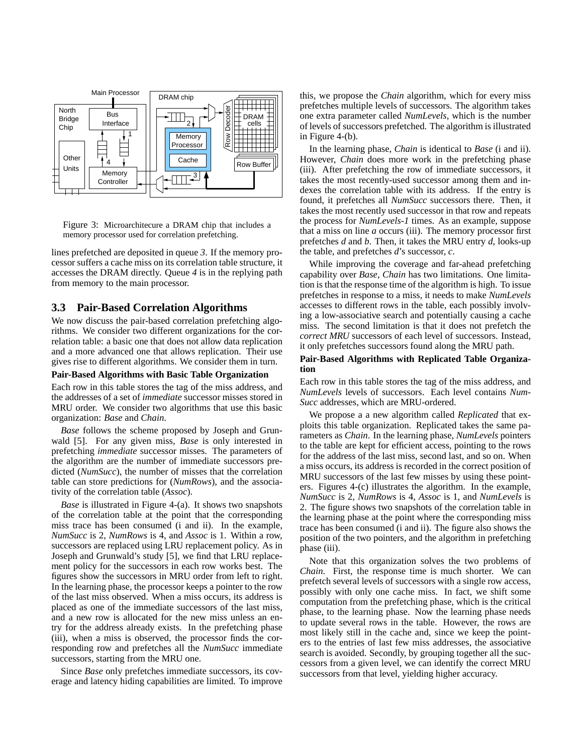Figure 3: Microarchitecure a DRAM chip that includes a memory processor used for correlation prefetching.

lines prefetched are deposited in queue *3*. If the memory processor suffers a cache miss on its correlation table structure, it accesses the DRAM directly. Queue *4* is in the replying path from memory to the main processor.

## 3.3 Pair-Based Correlation Algorithms

We now discuss the pair-based correlation prefetching algorithms. We consider two different organizations for the correlation table: a basic one that does not allow data replication and a more advanced one that allows replication. Their use gives rise to different algorithms. We consider them in turn.

**Pair-Based Algorithms with Basic Table Organization**

Each row in this table stores the tag of the miss address, and the addresses of a set of *immediate* successor misses stored in MRU order. We consider two algorithms that use this basic organization: *Base* and *Chain*.

*Base* follows the scheme proposed by Joseph and Grunwald [5]. For any given miss, *Base* is only interested in prefetching *immediate* successor misses. The parameters of the algorithm are the number of immediate successors predicted (*NumSucc*), the number of misses that the correlation table can store predictions for (*NumRows*), and the associativity of the correlation table (*Assoc*).

*Base* is illustrated in Figure 4-(a). It shows two snapshots of the correlation table at the point that the corresponding miss trace has been consumed (i and ii). In the example, *NumSucc* is 2, *NumRows* is 4, and *Assoc* is 1. Within a row, successors are replaced using LRU replacement policy. As in Joseph and Grunwald's study [5], we find that LRU replacement policy for the successors in each row works best. The figures show the successors in MRU order from left to right. In the learning phase, the processor keeps a pointer to the row of the last miss observed. When a miss occurs, its address is placed as one of the immediate successors of the last miss, and a new row is allocated for the new miss unless an entry for the address already exists. In the prefetching phase (iii), when a miss is observed, the processor finds the corresponding row and prefetches all the *NumSucc* immediate successors, starting from the MRU one.

Since *Base* only prefetches immediate successors, its coverage and latency hiding capabilities are limited. To improve this, we propose the *Chain* algorithm, which for every miss prefetches multiple levels of successors. The algorithm takes one extra parameter called *NumLevels*, which is the number of levels of successors prefetched. The algorithm is illustrated in Figure 4-(b).

In the learning phase, *Chain* is identical to *Base* (i and ii). However, *Chain* does more work in the prefetching phase (iii). After prefetching the row of immediate successors, it takes the most recently-used successor among them and indexes the correlation table with its address. If the entry is found, it prefetches all *NumSucc* successors there. Then, it takes the most recently used successor in that row and repeats the process for *NumLevels-1* times. As an example, suppose that a miss on line *a* occurs (iii). The memory processor first prefetches *d* and *b*. Then, it takes the MRU entry *d*, looks-up the table, and prefetches *d*'s successor, *c*.

While improving the coverage and far-ahead prefetching capability over *Base*, *Chain* has two limitations. One limitation is that the response time of the algorithm is high. To issue prefetches in response to a miss, it needs to make *NumLevels* accesses to different rows in the table, each possibly involving a low-associative search and potentially causing a cache miss. The second limitation is that it does not prefetch the *correct MRU* successors of each level of successors. Instead, it only prefetches successors found along the MRU path.

**Pair-Based Algorithms with Replicated Table Organization**

Each row in this table stores the tag of the miss address, and *NumLevels* levels of successors. Each level contains *NumSucc* addresses, which are MRU-ordered.

We propose a a new algorithm called *Replicated* that exploits this table organization. Replicated takes the same parameters as *Chain*. In the learning phase, *NumLevels* pointers to the table are kept for efficient access, pointing to the rows for the address of the last miss, second last, and so on. When a miss occurs, its address is recorded in the correct position of MRU successors of the last few misses by using these pointers. Figures 4-(c) illustrates the algorithm. In the example, *NumSucc* is 2, *NumRows* is 4, *Assoc* is 1, and *NumLevels* is 2. The figure shows two snapshots of the correlation table in the learning phase at the point where the corresponding miss trace has been consumed (i and ii). The figure also shows the position of the two pointers, and the algorithm in prefetching phase (iii).

Note that this organization solves the two problems of *Chain*. First, the response time is much shorter. We can prefetch several levels of successors with a single row access, possibly with only one cache miss. In fact, we shift some computation from the prefetching phase, which is the critical phase, to the learning phase. Now the learning phase needs to update several rows in the table. However, the rows are most likely still in the cache and, since we keep the pointers to the entries of last few miss addresses, the associative search is avoided. Secondly, by grouping together all the successors from a given level, we can identify the correct MRU successors from that level, yielding higher accuracy.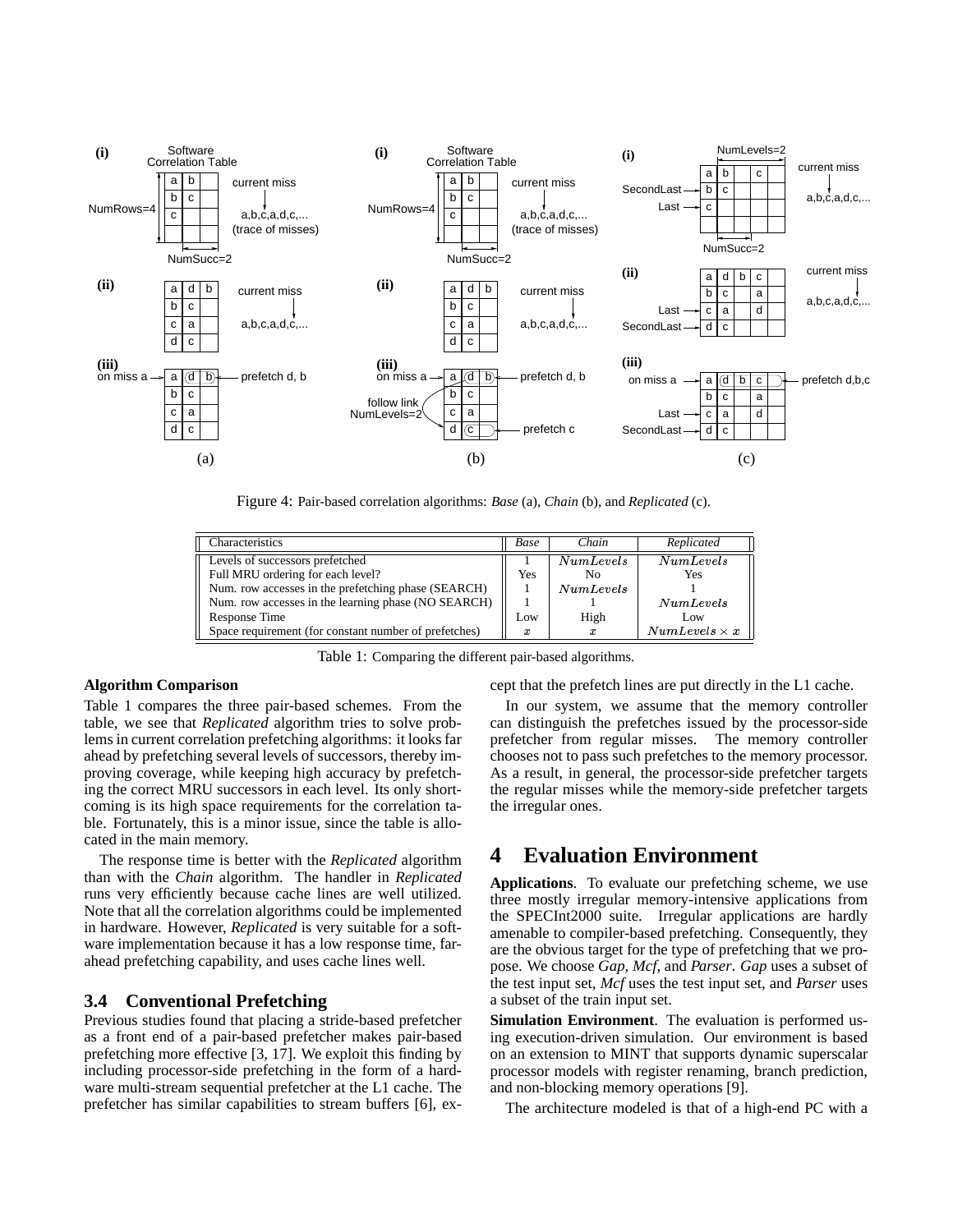Figure 4: Pair-based correlation algorithms: *Base* (a), *Chain* (b), and *Replicated* (c).

| Characteristics | *Base* | *Chain* | *Replicated* |
|---|---|---|---|
| Levels of successors prefetched | 1 | $NumLevels$ | $NumLevels$ |
| Full MRU ordering for each level? | Yes | No | Yes |
| Num. row accesses in the prefetching phase (SEARCH) | 1 | $NumLevels$ | 1 |
| Num. row accesses in the learning phase (NO SEARCH) | 1 | 1 | $NumLevels$ |
| Response Time | Low | High | Low |
| Space requirement (for constant number of prefetches) | $x$ | $x$ | $NumLevels \times x$ |

Table 1: Comparing the different pair-based algorithms.

**Algorithm Comparison**

Table 1 compares the three pair-based schemes. From the table, we see that *Replicated* algorithm tries to solve problems in current correlation prefetching algorithms: it looks far ahead by prefetching several levels of successors, thereby improving coverage, while keeping high accuracy by prefetching the correct MRU successors in each level. Its only shortcoming is its high space requirements for the correlation table. Fortunately, this is a minor issue, since the table is allocated in the main memory.

The response time is better with the *Replicated* algorithm than with the *Chain* algorithm. The handler in *Replicated* runs very efficiently because cache lines are well utilized. Note that all the correlation algorithms could be implemented in hardware. However, *Replicated* is very suitable for a software implementation because it has a low response time, far-ahead prefetching capability, and uses cache lines well.

### 3.4 Conventional Prefetching

Previous studies found that placing a stride-based prefetcher as a front end of a pair-based prefetcher makes pair-based prefetching more effective [3, 17]. We exploit this finding by including processor-side prefetching in the form of a hardware multi-stream sequential prefetcher at the L1 cache. The prefetcher has similar capabilities to stream buffers [6], except that the prefetch lines are put directly in the L1 cache.

In our system, we assume that the memory controller can distinguish the prefetches issued by the processor-side prefetcher from regular misses. The memory controller chooses not to pass such prefetches to the memory processor. As a result, in general, the processor-side prefetcher targets the regular misses while the memory-side prefetcher targets the irregular ones.

## 4 Evaluation Environment

**Applications**. To evaluate our prefetching scheme, we use three mostly irregular memory-intensive applications from the SPECInt2000 suite. Irregular applications are hardly amenable to compiler-based prefetching. Consequently, they are the obvious target for the type of prefetching that we propose. We choose *Gap*, *Mcf*, and *Parser*. *Gap* uses a subset of the test input set, *Mcf* uses the test input set, and *Parser* uses a subset of the train input set.

**Simulation Environment**. The evaluation is performed using execution-driven simulation. Our environment is based on an extension to MINT that supports dynamic superscalar processor models with register renaming, branch prediction, and non-blocking memory operations [9].

The architecture modeled is that of a high-end PC with a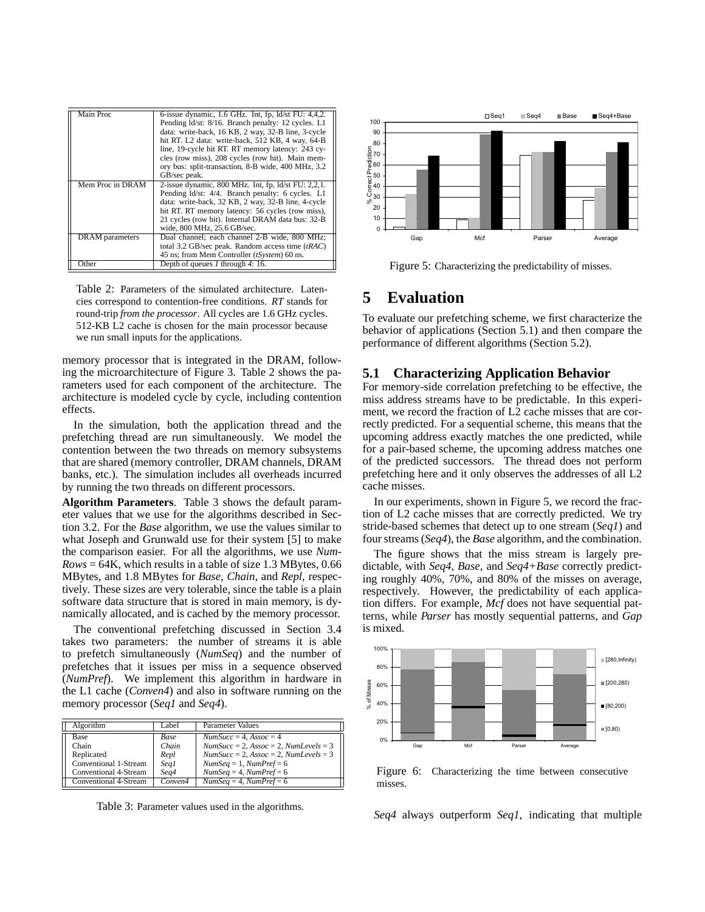| Main Proc | 6-issue dynamic, 1.6 GHz. Int, fp, ld/st FU: 4,4,2. Pending ld/st: 8/16. Branch penalty: 12 cycles. L1 data: write-back, 16 KB, 2 way, 32-B line, 3-cycle hit RT. L2 data: write-back, 512 KB, 4 way, 64-B line, 19-cycle hit RT. RT memory latency: 243 cycles (row miss), 208 cycles (row hit). Main memory bus: split-transaction, 8-B wide, 400 MHz, 3.2 GB/sec peak. |
|---|---|
| Mem Proc in DRAM | 2-issue dynamic, 800 MHz. Int, fp, ld/st FU: 2,2,1. Pending ld/st: 4/4. Branch penalty: 6 cycles. L1 data: write-back, 32 KB, 2 way, 32-B line, 4-cycle hit RT. RT memory latency: 56 cycles (row miss), 21 cycles (row hit). Internal DRAM data bus: 32-B wide, 800 MHz, 25.6 GB/sec. |
| DRAM parameters | Dual channel; each channel 2-B wide, 800 MHz; total 3.2 GB/sec peak. Random access time (*tRAC*) 45 ns; from Mem Controller (*tSystem*) 60 ns. |
| Other | Depth of queues *1* through *4*: 16. |

Table 2: Parameters of the simulated architecture. Latencies correspond to contention-free conditions. *RT* stands for round-trip *from the processor*. All cycles are 1.6 GHz cycles. 512-KB L2 cache is chosen for the main processor because we run small inputs for the applications.

memory processor that is integrated in the DRAM, following the microarchitecture of Figure 3. Table 2 shows the parameters used for each component of the architecture. The architecture is modeled cycle by cycle, including contention effects.

In the simulation, both the application thread and the prefetching thread are run simultaneously. We model the contention between the two threads on memory subsystems that are shared (memory controller, DRAM channels, DRAM banks, etc.). The simulation includes all overheads incurred by running the two threads on different processors.

**Algorithm Parameters**. Table 3 shows the default parameter values that we use for the algorithms described in Section 3.2. For the *Base* algorithm, we use the values similar to what Joseph and Grunwald use for their system [5] to make the comparison easier. For all the algorithms, we use *NumRows* = 64K, which results in a table of size 1.3 MBytes, 0.66 MBytes, and 1.8 MBytes for *Base*, *Chain*, and *Repl*, respectively. These sizes are very tolerable, since the table is a plain software data structure that is stored in main memory, is dynamically allocated, and is cached by the memory processor.

The conventional prefetching discussed in Section 3.4 takes two parameters: the number of streams it is able to prefetch simultaneously (*NumSeq*) and the number of prefetches that it issues per miss in a sequence observed (*NumPref*). We implement this algorithm in hardware in the L1 cache (*Conven4*) and also in software running on the memory processor (*Seq1* and *Seq4*).

| Algorithm | Label | Parameter Values |
|---|---|---|
| Base | *Base* | *NumSucc* = 4, *Assoc* = 4 |
| Chain | *Chain* | *NumSucc* = 2, *Assoc* = 2, *NumLevels* = 3 |
| Replicated | *Repl* | *NumSucc* = 2, *Assoc* = 2, *NumLevels* = 3 |
| Conventional 1-Stream | *Seq1* | *NumSeq* = 1, *NumPref* = 6 |
| Conventional 4-Stream | *Seq4* | *NumSeq* = 4, *NumPref* = 6 |
| Conventional 4-Stream | *Conven4* | *NumSeq* = 4, *NumPref* = 6 |

Table 3: Parameter values used in the algorithms.

Figure 5: Characterizing the predictability of misses.

# 5 Evaluation

To evaluate our prefetching scheme, we first characterize the behavior of applications (Section 5.1) and then compare the performance of different algorithms (Section 5.2).

## 5.1 Characterizing Application Behavior

For memory-side correlation prefetching to be effective, the miss address streams have to be predictable. In this experiment, we record the fraction of L2 cache misses that are correctly predicted. For a sequential scheme, this means that the upcoming address exactly matches the one predicted, while for a pair-based scheme, the upcoming address matches one of the predicted successors. The thread does not perform prefetching here and it only observes the addresses of all L2 cache misses.

In our experiments, shown in Figure 5, we record the fraction of L2 cache misses that are correctly predicted. We try stride-based schemes that detect up to one stream (*Seq1*) and four streams (*Seq4*), the *Base* algorithm, and the combination.

The figure shows that the miss stream is largely predictable, with *Seq4*, *Base*, and *Seq4+Base* correctly predicting roughly 40%, 70%, and 80% of the misses on average, respectively. However, the predictability of each application differs. For example, *Mcf* does not have sequential patterns, while *Parser* has mostly sequential patterns, and *Gap* is mixed.

Figure 6: Characterizing the time between consecutive misses.

*Seq4* always outperform *Seq1*, indicating that multiple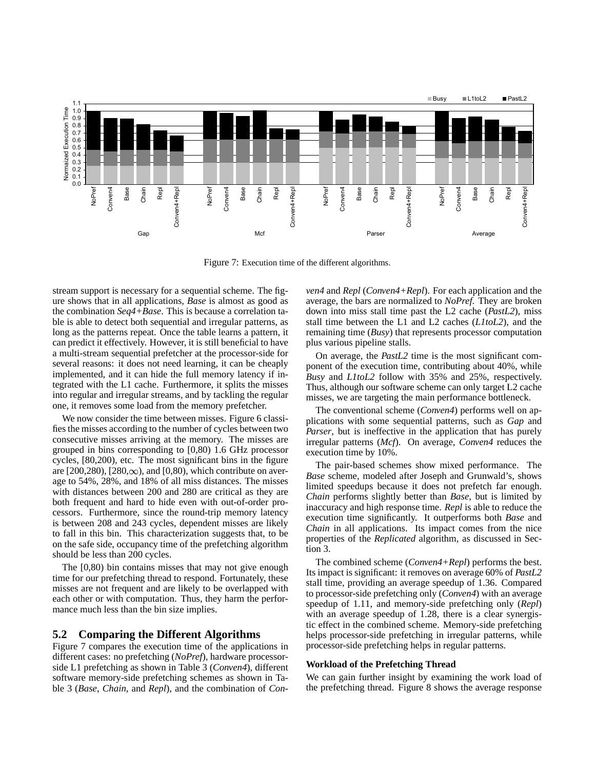Figure 7: Execution time of the different algorithms.

stream support is necessary for a sequential scheme. The figure shows that in all applications, *Base* is almost as good as the combination *Seq4+Base*. This is because a correlation table is able to detect both sequential and irregular patterns, as long as the patterns repeat. Once the table learns a pattern, it can predict it effectively. However, it is still beneficial to have a multi-stream sequential prefetcher at the processor-side for several reasons: it does not need learning, it can be cheaply implemented, and it can hide the full memory latency if integrated with the L1 cache. Furthermore, it splits the misses into regular and irregular streams, and by tackling the regular one, it removes some load from the memory prefetcher.

We now consider the time between misses. Figure 6 classifies the misses according to the number of cycles between two consecutive misses arriving at the memory. The misses are grouped in bins corresponding to [0,80) 1.6 GHz processor cycles, [80,200), etc. The most significant bins in the figure are [200,280), [280,$\infty$), and [0,80), which contribute on average to 54%, 28%, and 18% of all miss distances. The misses with distances between 200 and 280 are critical as they are both frequent and hard to hide even with out-of-order processors. Furthermore, since the round-trip memory latency is between 208 and 243 cycles, dependent misses are likely to fall in this bin. This characterization suggests that, to be on the safe side, occupancy time of the prefetching algorithm should be less than 200 cycles.

The [0,80) bin contains misses that may not give enough time for our prefetching thread to respond. Fortunately, these misses are not frequent and are likely to be overlapped with each other or with computation. Thus, they harm the performance much less than the bin size implies.

## 5.2 Comparing the Different Algorithms

Figure 7 compares the execution time of the applications in different cases: no prefetching (*NoPref*), hardware processor-side L1 prefetching as shown in Table 3 (*Conven4*), different software memory-side prefetching schemes as shown in Table 3 (*Base*, *Chain*, and *Repl*), and the combination of *Conven4* and *Repl* (*Conven4+Repl*). For each application and the average, the bars are normalized to *NoPref*. They are broken down into miss stall time past the L2 cache (*PastL2*), miss stall time between the L1 and L2 caches (*L1toL2*), and the remaining time (*Busy*) that represents processor computation plus various pipeline stalls.

On average, the *PastL2* time is the most significant component of the execution time, contributing about 40%, while *Busy* and *L1toL2* follow with 35% and 25%, respectively. Thus, although our software scheme can only target L2 cache misses, we are targeting the main performance bottleneck.

The conventional scheme (*Conven4*) performs well on applications with some sequential patterns, such as *Gap* and *Parser*, but is ineffective in the application that has purely irregular patterns (*Mcf*). On average, *Conven4* reduces the execution time by 10%.

The pair-based schemes show mixed performance. The *Base* scheme, modeled after Joseph and Grunwald's, shows limited speedups because it does not prefetch far enough. *Chain* performs slightly better than *Base*, but is limited by inaccuracy and high response time. *Repl* is able to reduce the execution time significantly. It outperforms both *Base* and *Chain* in all applications. Its impact comes from the nice properties of the *Replicated* algorithm, as discussed in Section 3.

The combined scheme (*Conven4+Repl*) performs the best. Its impact is significant: it removes on average 60% of *PastL2* stall time, providing an average speedup of 1.36. Compared to processor-side prefetching only (*Conven4*) with an average speedup of 1.11, and memory-side prefetching only (*Repl*) with an average speedup of 1.28, there is a clear synergistic effect in the combined scheme. Memory-side prefetching helps processor-side prefetching in irregular patterns, while processor-side prefetching helps in regular patterns.

**Workload of the Prefetching Thread**

We can gain further insight by examining the work load of the prefetching thread. Figure 8 shows the average response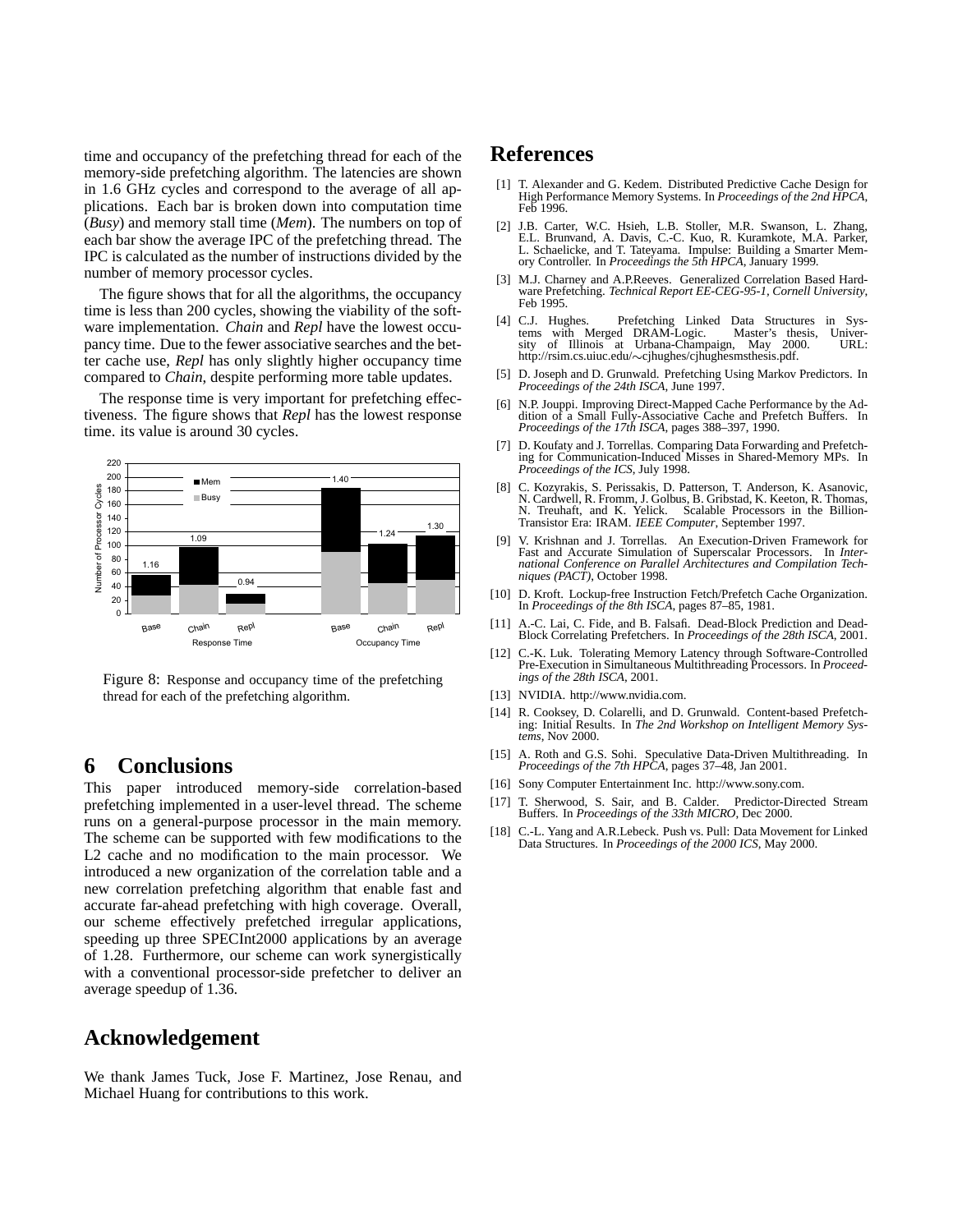time and occupancy of the prefetching thread for each of the memory-side prefetching algorithm. The latencies are shown in 1.6 GHz cycles and correspond to the average of all applications. Each bar is broken down into computation time (*Busy*) and memory stall time (*Mem*). The numbers on top of each bar show the average IPC of the prefetching thread. The IPC is calculated as the number of instructions divided by the number of memory processor cycles.

The figure shows that for all the algorithms, the occupancy time is less than 200 cycles, showing the viability of the software implementation. *Chain* and *Repl* have the lowest occupancy time. Due to the fewer associative searches and the better cache use, *Repl* has only slightly higher occupancy time compared to *Chain*, despite performing more table updates.

The response time is very important for prefetching effectiveness. The figure shows that *Repl* has the lowest response time. its value is around 30 cycles.

Number of Processor Cycles
220
200
180
160
140
120
100
80
60
40
20
0
Mem
Busy
1.16
1.09
0.94
1.40
1.24
1.30
Base Chain Repl
Response Time
Base Chain Repl
Occupancy Time

Figure 8: Response and occupancy time of the prefetching thread for each of the prefetching algorithm.

# 6 Conclusions

This paper introduced memory-side correlation-based prefetching implemented in a user-level thread. The scheme runs on a general-purpose processor in the main memory. The scheme can be supported with few modifications to the L2 cache and no modification to the main processor. We introduced a new organization of the correlation table and a new correlation prefetching algorithm that enable fast and accurate far-ahead prefetching with high coverage. Overall, our scheme effectively prefetched irregular applications, speeding up three SPECInt2000 applications by an average of 1.28. Furthermore, our scheme can work synergistically with a conventional processor-side prefetcher to deliver an average speedup of 1.36.

# Acknowledgement

We thank James Tuck, Jose F. Martinez, Jose Renau, and Michael Huang for contributions to this work.

# References

[1] T. Alexander and G. Kedem. Distributed Predictive Cache Design for High Performance Memory Systems. In *Proceedings of the 2nd HPCA*, Feb 1996.

[2] J.B. Carter, W.C. Hsieh, L.B. Stoller, M.R. Swanson, L. Zhang, E.L. Brunvand, A. Davis, C.-C. Kuo, R. Kuramkote, M.A. Parker, L. Schaelicke, and T. Tateyama. Impulse: Building a Smarter Memory Controller. In *Proceedings the 5th HPCA*, January 1999.

[3] M.J. Charney and A.P.Reeves. Generalized Correlation Based Hardware Prefetching. *Technical Report EE-CEG-95-1, Cornell University*, Feb 1995.

[4] C.J. Hughes. Prefetching Linked Data Structures in Systems with Merged DRAM-Logic. Master's thesis, University of Illinois at Urbana-Champaign, May 2000. URL: http://rsim.cs.uiuc.edu/∼cjhughes/cjhughesmsthesis.pdf.

[5] D. Joseph and D. Grunwald. Prefetching Using Markov Predictors. In *Proceedings of the 24th ISCA*, June 1997.

[6] N.P. Jouppi. Improving Direct-Mapped Cache Performance by the Addition of a Small Fully-Associative Cache and Prefetch Buffers. In *Proceedings of the 17th ISCA*, pages 388–397, 1990.

[7] D. Koufaty and J. Torrellas. Comparing Data Forwarding and Prefetching for Communication-Induced Misses in Shared-Memory MPs. In *Proceedings of the ICS*, July 1998.

[8] C. Kozyrakis, S. Perissakis, D. Patterson, T. Anderson, K. Asanovic, N. Cardwell, R. Fromm, J. Golbus, B. Gribstad, K. Keeton, R. Thomas, N. Treuhaft, and K. Yelick. Scalable Processors in the Billion-Transistor Era: IRAM. *IEEE Computer*, September 1997.

[9] V. Krishnan and J. Torrellas. An Execution-Driven Framework for Fast and Accurate Simulation of Superscalar Processors. In *International Conference on Parallel Architectures and Compilation Techniques (PACT)*, October 1998.

[10] D. Kroft. Lockup-free Instruction Fetch/Prefetch Cache Organization. In *Proceedings of the 8th ISCA*, pages 87–85, 1981.

[11] A.-C. Lai, C. Fide, and B. Falsafi. Dead-Block Prediction and Dead-Block Correlating Prefetchers. In *Proceedings of the 28th ISCA*, 2001.

[12] C.-K. Luk. Tolerating Memory Latency through Software-Controlled Pre-Execution in Simultaneous Multithreading Processors. In *Proceedings of the 28th ISCA*, 2001.

[13] NVIDIA. http://www.nvidia.com.

[14] R. Cooksey, D. Colarelli, and D. Grunwald. Content-based Prefetching: Initial Results. In *The 2nd Workshop on Intelligent Memory Systems*, Nov 2000.

[15] A. Roth and G.S. Sohi. Speculative Data-Driven Multithreading. In *Proceedings of the 7th HPCA*, pages 37–48, Jan 2001.

[16] Sony Computer Entertainment Inc. http://www.sony.com.

[17] T. Sherwood, S. Sair, and B. Calder. Predictor-Directed Stream Buffers. In *Proceedings of the 33th MICRO*, Dec 2000.

[18] C.-L. Yang and A.R.Lebeck. Push vs. Pull: Data Movement for Linked Data Structures. In *Proceedings of the 2000 ICS*, May 2000.